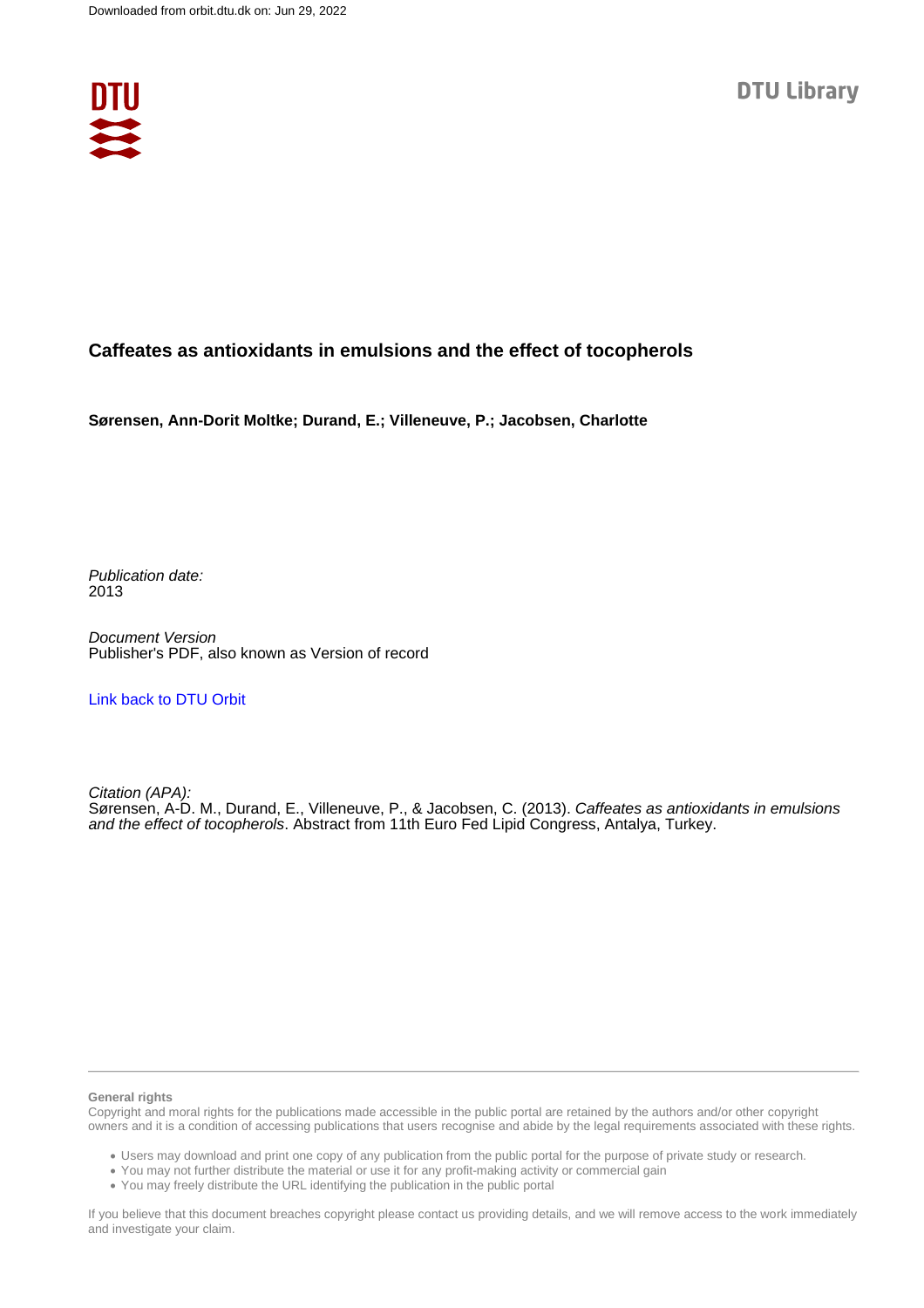Downloaded from orbit.dtu.dk on: Jun 29, 2022

DTU Library

# Caffeates as antioxidants in emulsions and the effect of tocopherols

**Sørensen, Ann-Dorit Moltke; Durand, E.; Villeneuve, P.; Jacobsen, Charlotte**

*Publication date:*
2013

*Document Version*
Publisher's PDF, also known as Version of record

[Link back to DTU Orbit](#)

*Citation (APA):*
Sørensen, A-D. M., Durand, E., Villeneuve, P., & Jacobsen, C. (2013). *Caffeates as antioxidants in emulsions and the effect of tocopherols*. Abstract from 11th Euro Fed Lipid Congress, Antalya, Turkey.

**General rights**

Copyright and moral rights for the publications made accessible in the public portal are retained by the authors and/or other copyright owners and it is a condition of accessing publications that users recognise and abide by the legal requirements associated with these rights.

- Users may download and print one copy of any publication from the public portal for the purpose of private study or research.
- You may not further distribute the material or use it for any profit-making activity or commercial gain
- You may freely distribute the URL identifying the publication in the public portal

If you believe that this document breaches copyright please contact us providing details, and we will remove access to the work immediately and investigate your claim.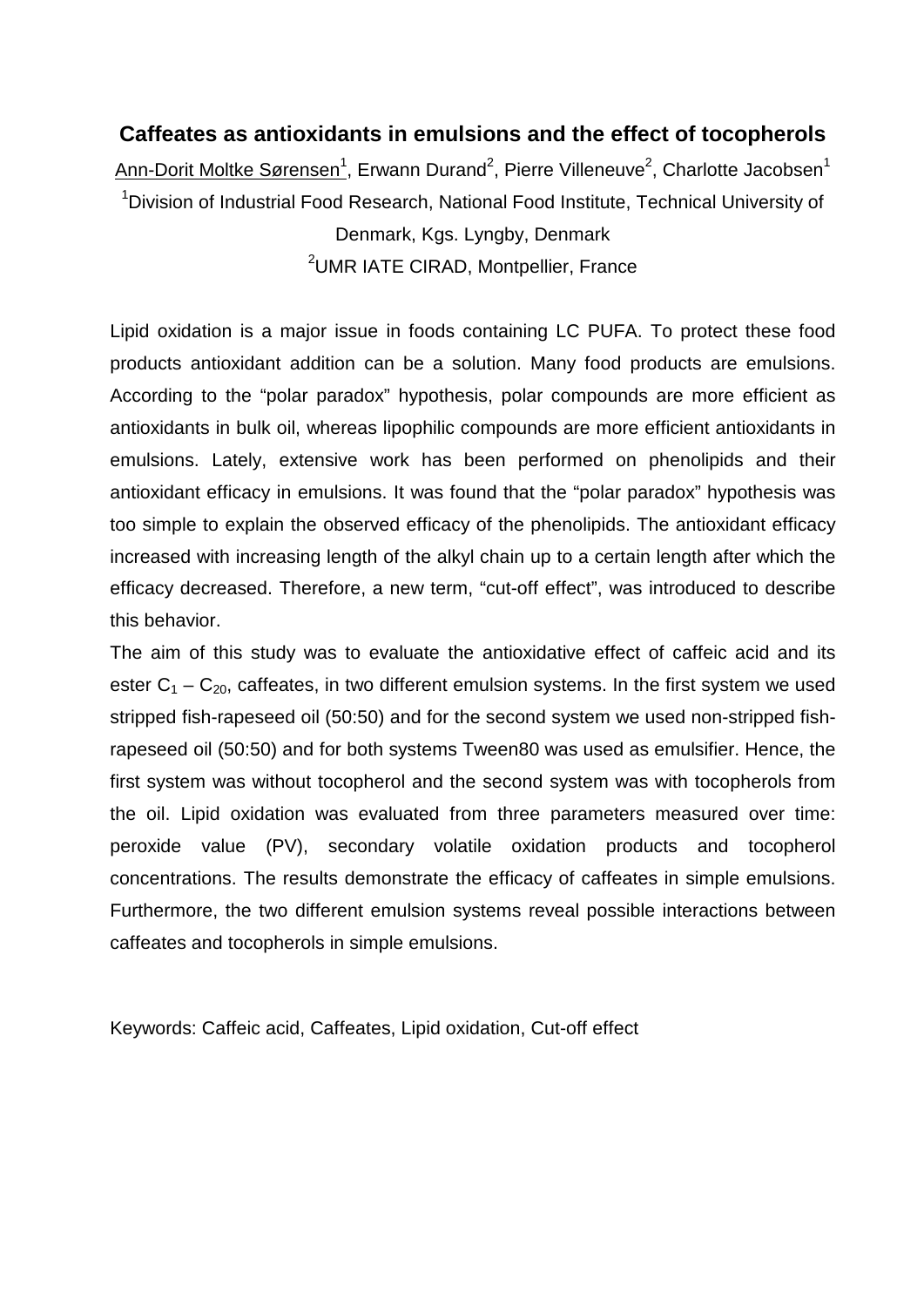# Caffeates as antioxidants in emulsions and the effect of tocopherols

Ann-Dorit Moltke Sørensen[1], Erwann Durand[2], Pierre Villeneuve[2], Charlotte Jacobsen[1]

[1]Division of Industrial Food Research, National Food Institute, Technical University of Denmark, Kgs. Lyngby, Denmark

[2]UMR IATE CIRAD, Montpellier, France

Lipid oxidation is a major issue in foods containing LC PUFA. To protect these food products antioxidant addition can be a solution. Many food products are emulsions. According to the "polar paradox" hypothesis, polar compounds are more efficient as antioxidants in bulk oil, whereas lipophilic compounds are more efficient antioxidants in emulsions. Lately, extensive work has been performed on phenolipids and their antioxidant efficacy in emulsions. It was found that the "polar paradox" hypothesis was too simple to explain the observed efficacy of the phenolipids. The antioxidant efficacy increased with increasing length of the alkyl chain up to a certain length after which the efficacy decreased. Therefore, a new term, "cut-off effect", was introduced to describe this behavior.

The aim of this study was to evaluate the antioxidative effect of caffeic acid and its ester $C_1$ – $C_{20}$, caffeates, in two different emulsion systems. In the first system we used stripped fish-rapeseed oil (50:50) and for the second system we used non-stripped fish-rapeseed oil (50:50) and for both systems Tween80 was used as emulsifier. Hence, the first system was without tocopherol and the second system was with tocopherols from the oil. Lipid oxidation was evaluated from three parameters measured over time: peroxide value (PV), secondary volatile oxidation products and tocopherol concentrations. The results demonstrate the efficacy of caffeates in simple emulsions. Furthermore, the two different emulsion systems reveal possible interactions between caffeates and tocopherols in simple emulsions.

Keywords: Caffeic acid, Caffeates, Lipid oxidation, Cut-off effect